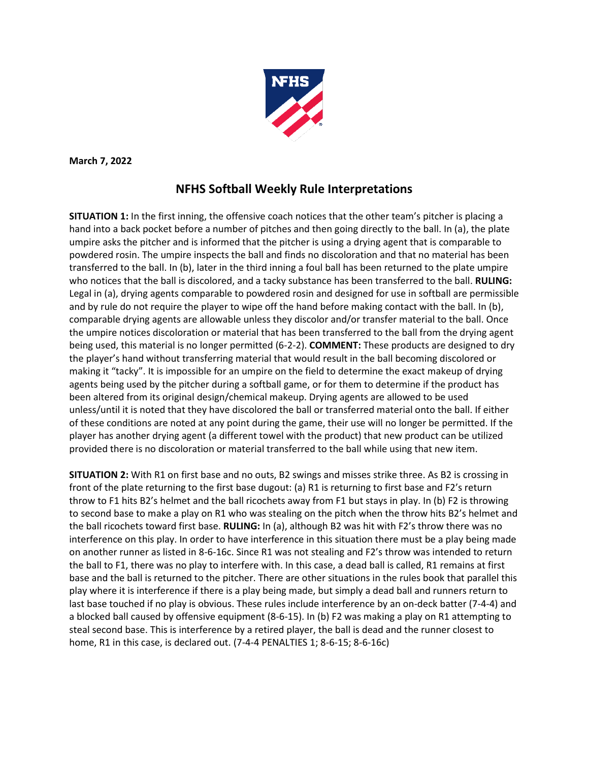**March 7, 2022**

## NFHS Softball Weekly Rule Interpretations

**SITUATION 1:** In the first inning, the offensive coach notices that the other team's pitcher is placing a hand into a back pocket before a number of pitches and then going directly to the ball. In (a), the plate umpire asks the pitcher and is informed that the pitcher is using a drying agent that is comparable to powdered rosin. The umpire inspects the ball and finds no discoloration and that no material has been transferred to the ball. In (b), later in the third inning a foul ball has been returned to the plate umpire who notices that the ball is discolored, and a tacky substance has been transferred to the ball. **RULING:** Legal in (a), drying agents comparable to powdered rosin and designed for use in softball are permissible and by rule do not require the player to wipe off the hand before making contact with the ball. In (b), comparable drying agents are allowable unless they discolor and/or transfer material to the ball. Once the umpire notices discoloration or material that has been transferred to the ball from the drying agent being used, this material is no longer permitted (6-2-2). **COMMENT:** These products are designed to dry the player's hand without transferring material that would result in the ball becoming discolored or making it "tacky". It is impossible for an umpire on the field to determine the exact makeup of drying agents being used by the pitcher during a softball game, or for them to determine if the product has been altered from its original design/chemical makeup. Drying agents are allowed to be used unless/until it is noted that they have discolored the ball or transferred material onto the ball. If either of these conditions are noted at any point during the game, their use will no longer be permitted. If the player has another drying agent (a different towel with the product) that new product can be utilized provided there is no discoloration or material transferred to the ball while using that new item.

**SITUATION 2:** With R1 on first base and no outs, B2 swings and misses strike three. As B2 is crossing in front of the plate returning to the first base dugout: (a) R1 is returning to first base and F2's return throw to F1 hits B2's helmet and the ball ricochets away from F1 but stays in play. In (b) F2 is throwing to second base to make a play on R1 who was stealing on the pitch when the throw hits B2's helmet and the ball ricochets toward first base. **RULING:** In (a), although B2 was hit with F2's throw there was no interference on this play. In order to have interference in this situation there must be a play being made on another runner as listed in 8-6-16c. Since R1 was not stealing and F2's throw was intended to return the ball to F1, there was no play to interfere with. In this case, a dead ball is called, R1 remains at first base and the ball is returned to the pitcher. There are other situations in the rules book that parallel this play where it is interference if there is a play being made, but simply a dead ball and runners return to last base touched if no play is obvious. These rules include interference by an on-deck batter (7-4-4) and a blocked ball caused by offensive equipment (8-6-15). In (b) F2 was making a play on R1 attempting to steal second base. This is interference by a retired player, the ball is dead and the runner closest to home, R1 in this case, is declared out. (7-4-4 PENALTIES 1; 8-6-15; 8-6-16c)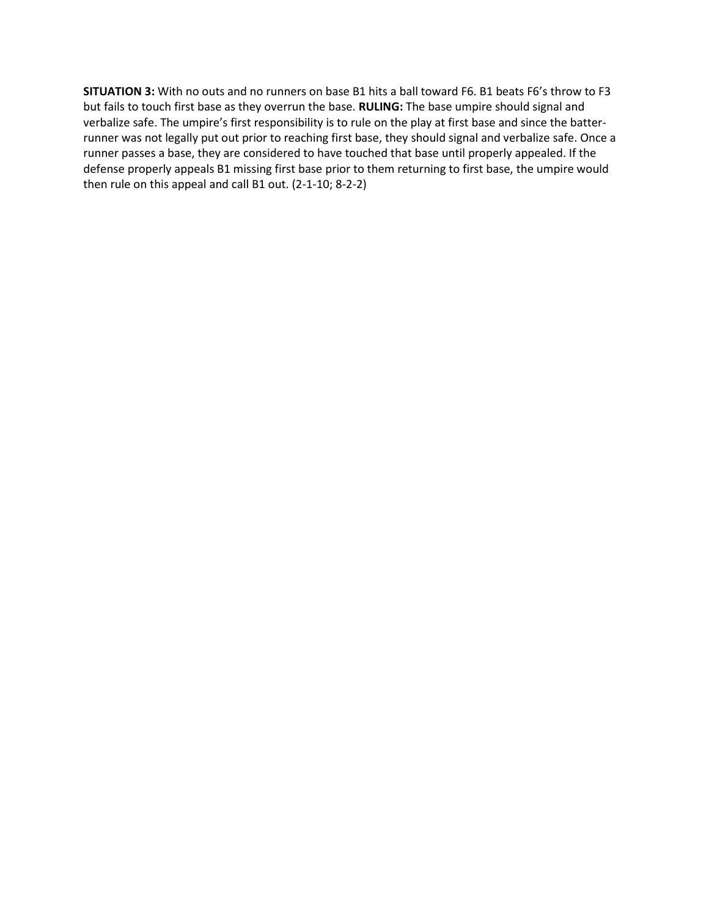**SITUATION 3:** With no outs and no runners on base B1 hits a ball toward F6. B1 beats F6's throw to F3 but fails to touch first base as they overrun the base. **RULING:** The base umpire should signal and verbalize safe. The umpire's first responsibility is to rule on the play at first base and since the batter-runner was not legally put out prior to reaching first base, they should signal and verbalize safe. Once a runner passes a base, they are considered to have touched that base until properly appealed. If the defense properly appeals B1 missing first base prior to them returning to first base, the umpire would then rule on this appeal and call B1 out. (2-1-10; 8-2-2)